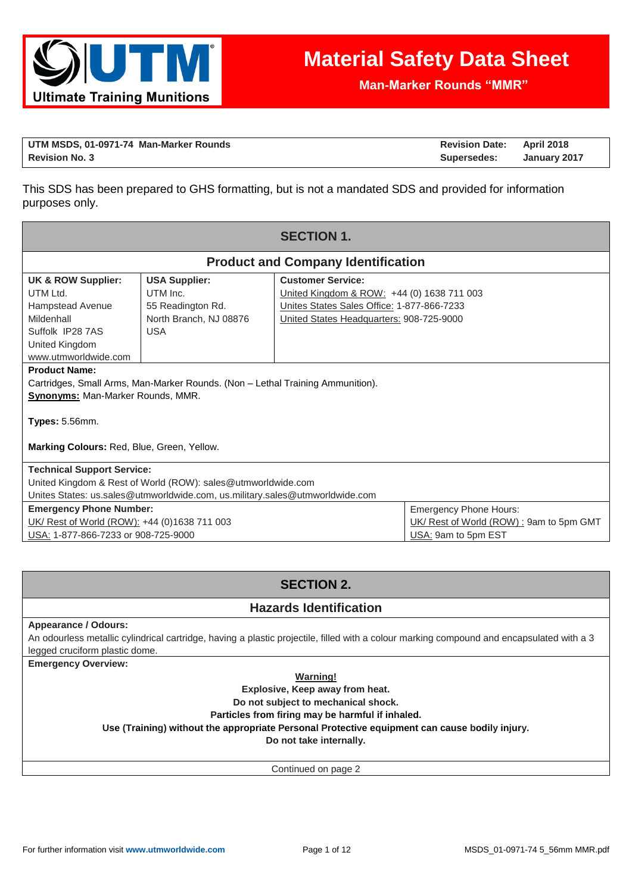# Material Safety Data Sheet

**Man-Marker Rounds "MMR"**

| **UTM MSDS, 01-0971-74 Man-Marker Rounds** | **Revision Date:** | **April 2018** |
|---|---|---|
| **Revision No. 3** | **Supersedes:** | **January 2017** |

This SDS has been prepared to GHS formatting, but is not a mandated SDS and provided for information purposes only.

## SECTION 1.

### Product and Company Identification

| **UK & ROW Supplier:** | **USA Supplier:** | **Customer Service:** |
|---|---|---|
| UTM Ltd.<br>Hampstead Avenue<br>Mildenhall<br>Suffolk IP28 7AS<br>United Kingdom<br>www.utmworldwide.com | UTM Inc.<br>55 Readington Rd.<br>North Branch, NJ 08876<br>USA | United Kingdom & ROW: +44 (0) 1638 711 003<br>Unites States Sales Office: 1-877-866-7233<br>United States Headquarters: 908-725-9000 |

**Product Name:**
Cartridges, Small Arms, Man-Marker Rounds. (Non – Lethal Training Ammunition).
**Synonyms:** Man-Marker Rounds, MMR.

**Types:** 5.56mm.

**Marking Colours:** Red, Blue, Green, Yellow.

**Technical Support Service:**
United Kingdom & Rest of World (ROW): sales@utmworldwide.com
Unites States: us.sales@utmworldwide.com, us.military.sales@utmworldwide.com

| **Emergency Phone Number:** | Emergency Phone Hours: |
|---|---|
| UK/ Rest of World (ROW): +44 (0)1638 711 003 | UK/ Rest of World (ROW) : 9am to 5pm GMT |
| USA: 1-877-866-7233 or 908-725-9000 | USA: 9am to 5pm EST |

## SECTION 2.

### Hazards Identification

**Appearance / Odours:**
An odourless metallic cylindrical cartridge, having a plastic projectile, filled with a colour marking compound and encapsulated with a 3 legged cruciform plastic dome.

**Emergency Overview:**

**Warning!**
**Explosive, Keep away from heat.**
**Do not subject to mechanical shock.**
**Particles from firing may be harmful if inhaled.**
**Use (Training) without the appropriate Personal Protective equipment can cause bodily injury.**
**Do not take internally.**

Continued on page 2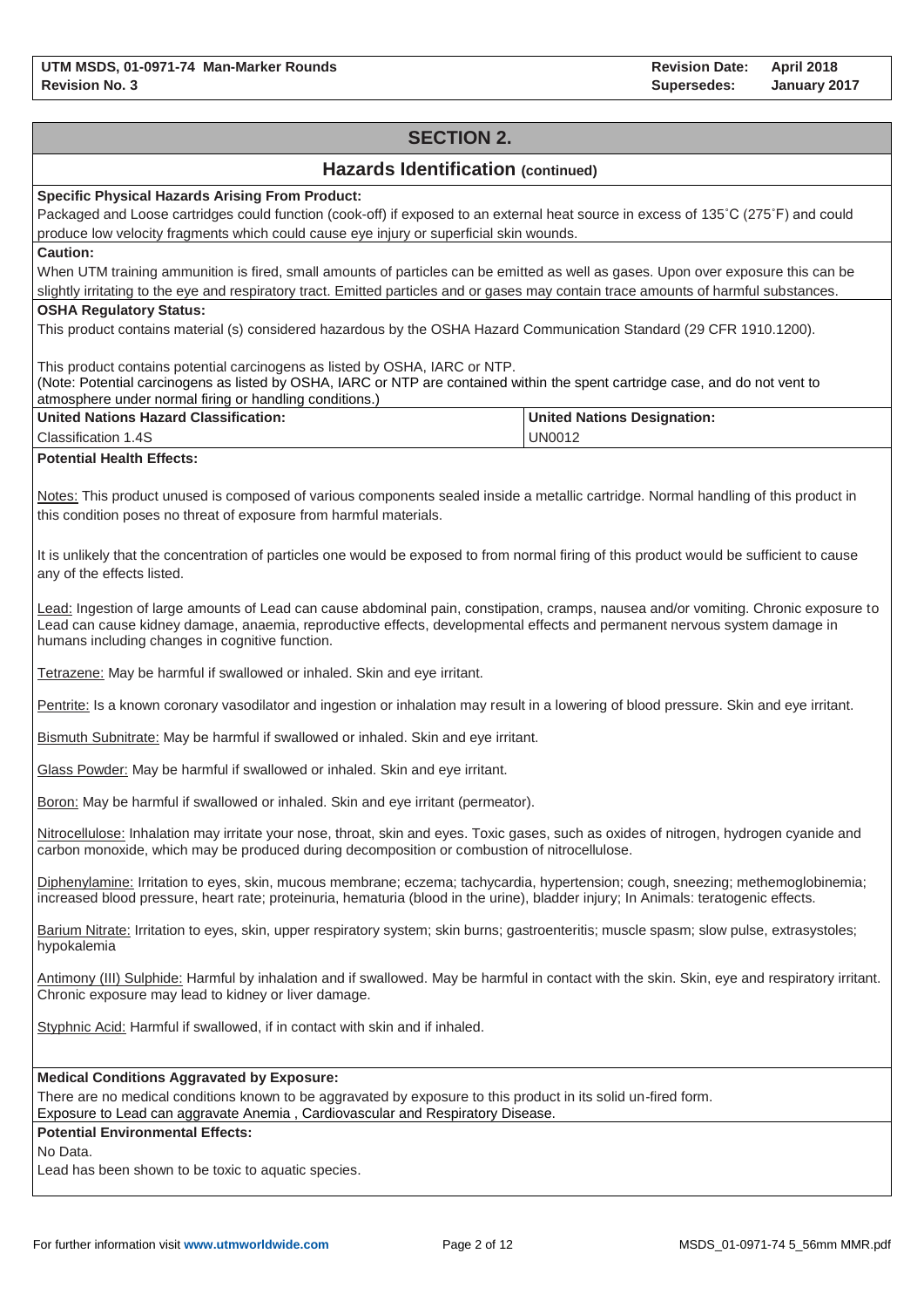## SECTION 2.

### Hazards Identification (continued)

**Specific Physical Hazards Arising From Product:**

Packaged and Loose cartridges could function (cook-off) if exposed to an external heat source in excess of 135˚C (275˚F) and could produce low velocity fragments which could cause eye injury or superficial skin wounds.

**Caution:**

When UTM training ammunition is fired, small amounts of particles can be emitted as well as gases. Upon over exposure this can be slightly irritating to the eye and respiratory tract. Emitted particles and or gases may contain trace amounts of harmful substances.

**OSHA Regulatory Status:**

This product contains material (s) considered hazardous by the OSHA Hazard Communication Standard (29 CFR 1910.1200).

This product contains potential carcinogens as listed by OSHA, IARC or NTP.
(Note: Potential carcinogens as listed by OSHA, IARC or NTP are contained within the spent cartridge case, and do not vent to atmosphere under normal firing or handling conditions.)

| United Nations Hazard Classification: | United Nations Designation: |
| --- | --- |
| Classification 1.4S | UN0012 |

**Potential Health Effects:**

Notes: This product unused is composed of various components sealed inside a metallic cartridge. Normal handling of this product in this condition poses no threat of exposure from harmful materials.

It is unlikely that the concentration of particles one would be exposed to from normal firing of this product would be sufficient to cause any of the effects listed.

Lead: Ingestion of large amounts of Lead can cause abdominal pain, constipation, cramps, nausea and/or vomiting. Chronic exposure to Lead can cause kidney damage, anaemia, reproductive effects, developmental effects and permanent nervous system damage in humans including changes in cognitive function.

Tetrazene: May be harmful if swallowed or inhaled. Skin and eye irritant.

Pentrite: Is a known coronary vasodilator and ingestion or inhalation may result in a lowering of blood pressure. Skin and eye irritant.

Bismuth Subnitrate: May be harmful if swallowed or inhaled. Skin and eye irritant.

Glass Powder: May be harmful if swallowed or inhaled. Skin and eye irritant.

Boron: May be harmful if swallowed or inhaled. Skin and eye irritant (permeator).

Nitrocellulose: Inhalation may irritate your nose, throat, skin and eyes. Toxic gases, such as oxides of nitrogen, hydrogen cyanide and carbon monoxide, which may be produced during decomposition or combustion of nitrocellulose.

Diphenylamine: Irritation to eyes, skin, mucous membrane; eczema; tachycardia, hypertension; cough, sneezing; methemoglobinemia; increased blood pressure, heart rate; proteinuria, hematuria (blood in the urine), bladder injury; In Animals: teratogenic effects.

Barium Nitrate: Irritation to eyes, skin, upper respiratory system; skin burns; gastroenteritis; muscle spasm; slow pulse, extrasystoles; hypokalemia

Antimony (III) Sulphide: Harmful by inhalation and if swallowed. May be harmful in contact with the skin. Skin, eye and respiratory irritant. Chronic exposure may lead to kidney or liver damage.

Styphnic Acid: Harmful if swallowed, if in contact with skin and if inhaled.

**Medical Conditions Aggravated by Exposure:**

There are no medical conditions known to be aggravated by exposure to this product in its solid un-fired form.
Exposure to Lead can aggravate Anemia , Cardiovascular and Respiratory Disease.

**Potential Environmental Effects:**

No Data.
Lead has been shown to be toxic to aquatic species.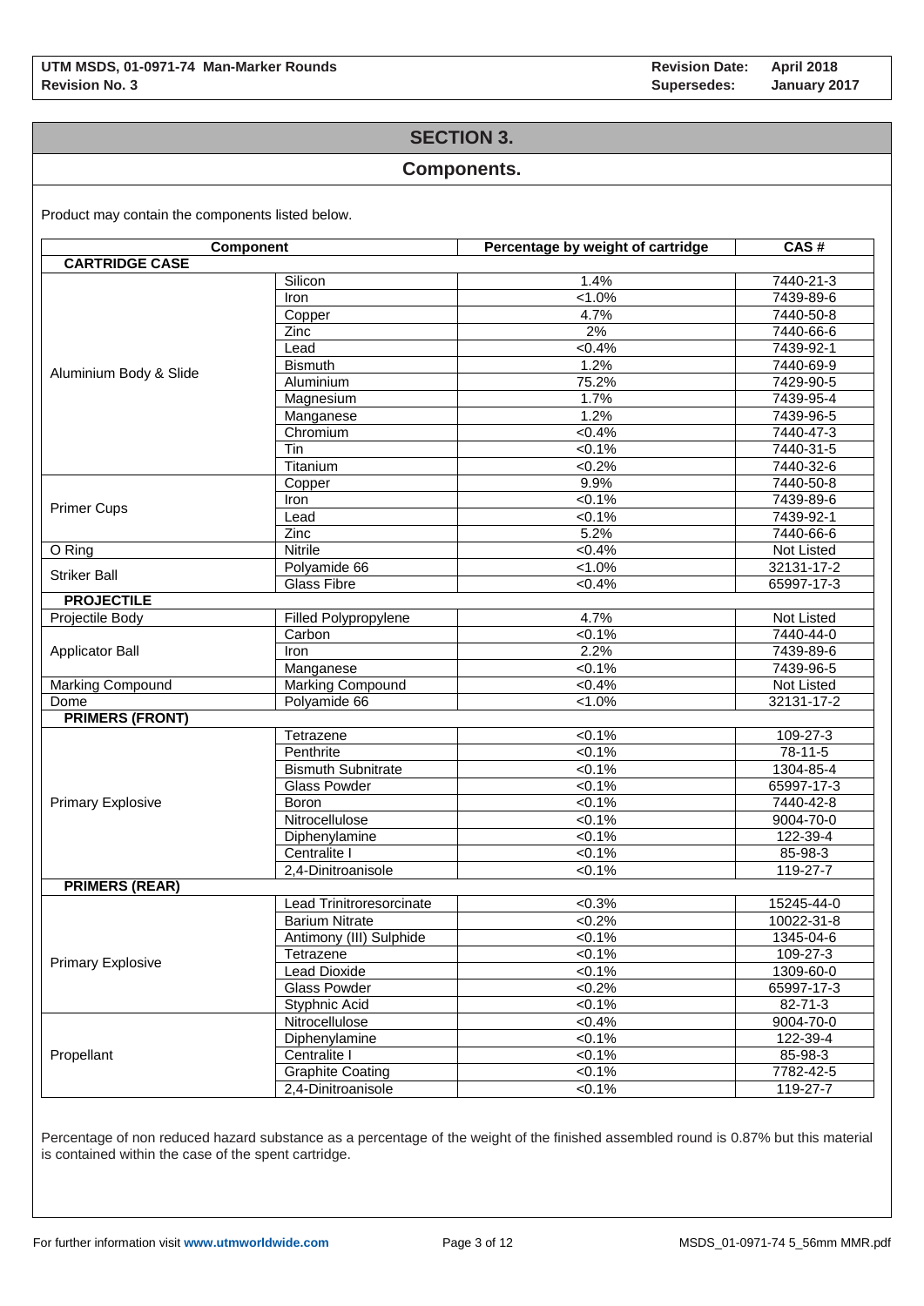## SECTION 3.

## Components.

Product may contain the components listed below.

| Component | | Percentage by weight of cartridge | CAS # |
|---|---|---|---|
| **CARTRIDGE CASE** | | | |
| Aluminium Body & Slide | Silicon | 1.4% | 7440-21-3 |
| | Iron | <1.0% | 7439-89-6 |
| | Copper | 4.7% | 7440-50-8 |
| | Zinc | 2% | 7440-66-6 |
| | Lead | <0.4% | 7439-92-1 |
| | Bismuth | 1.2% | 7440-69-9 |
| | Aluminium | 75.2% | 7429-90-5 |
| | Magnesium | 1.7% | 7439-95-4 |
| | Manganese | 1.2% | 7439-96-5 |
| | Chromium | <0.4% | 7440-47-3 |
| | Tin | <0.1% | 7440-31-5 |
| | Titanium | <0.2% | 7440-32-6 |
| Primer Cups | Copper | 9.9% | 7440-50-8 |
| | Iron | <0.1% | 7439-89-6 |
| | Lead | <0.1% | 7439-92-1 |
| | Zinc | 5.2% | 7440-66-6 |
| O Ring | Nitrile | <0.4% | Not Listed |
| Striker Ball | Polyamide 66 | <1.0% | 32131-17-2 |
| | Glass Fibre | <0.4% | 65997-17-3 |
| **PROJECTILE** | | | |
| Projectile Body | Filled Polypropylene | 4.7% | Not Listed |
| Applicator Ball | Carbon | <0.1% | 7440-44-0 |
| | Iron | 2.2% | 7439-89-6 |
| | Manganese | <0.1% | 7439-96-5 |
| Marking Compound | Marking Compound | <0.4% | Not Listed |
| Dome | Polyamide 66 | <1.0% | 32131-17-2 |
| **PRIMERS (FRONT)** | | | |
| Primary Explosive | Tetrazene | <0.1% | 109-27-3 |
| | Penthrite | <0.1% | 78-11-5 |
| | Bismuth Subnitrate | <0.1% | 1304-85-4 |
| | Glass Powder | <0.1% | 65997-17-3 |
| | Boron | <0.1% | 7440-42-8 |
| | Nitrocellulose | <0.1% | 9004-70-0 |
| | Diphenylamine | <0.1% | 122-39-4 |
| | Centralite I | <0.1% | 85-98-3 |
| | 2,4-Dinitroanisole | <0.1% | 119-27-7 |
| **PRIMERS (REAR)** | | | |
| Primary Explosive | Lead Trinitroresorcinate | <0.3% | 15245-44-0 |
| | Barium Nitrate | <0.2% | 10022-31-8 |
| | Antimony (III) Sulphide | <0.1% | 1345-04-6 |
| | Tetrazene | <0.1% | 109-27-3 |
| | Lead Dioxide | <0.1% | 1309-60-0 |
| | Glass Powder | <0.2% | 65997-17-3 |
| | Styphnic Acid | <0.1% | 82-71-3 |
| Propellant | Nitrocellulose | <0.4% | 9004-70-0 |
| | Diphenylamine | <0.1% | 122-39-4 |
| | Centralite I | <0.1% | 85-98-3 |
| | Graphite Coating | <0.1% | 7782-42-5 |
| | 2,4-Dinitroanisole | <0.1% | 119-27-7 |

Percentage of non reduced hazard substance as a percentage of the weight of the finished assembled round is 0.87% but this material is contained within the case of the spent cartridge.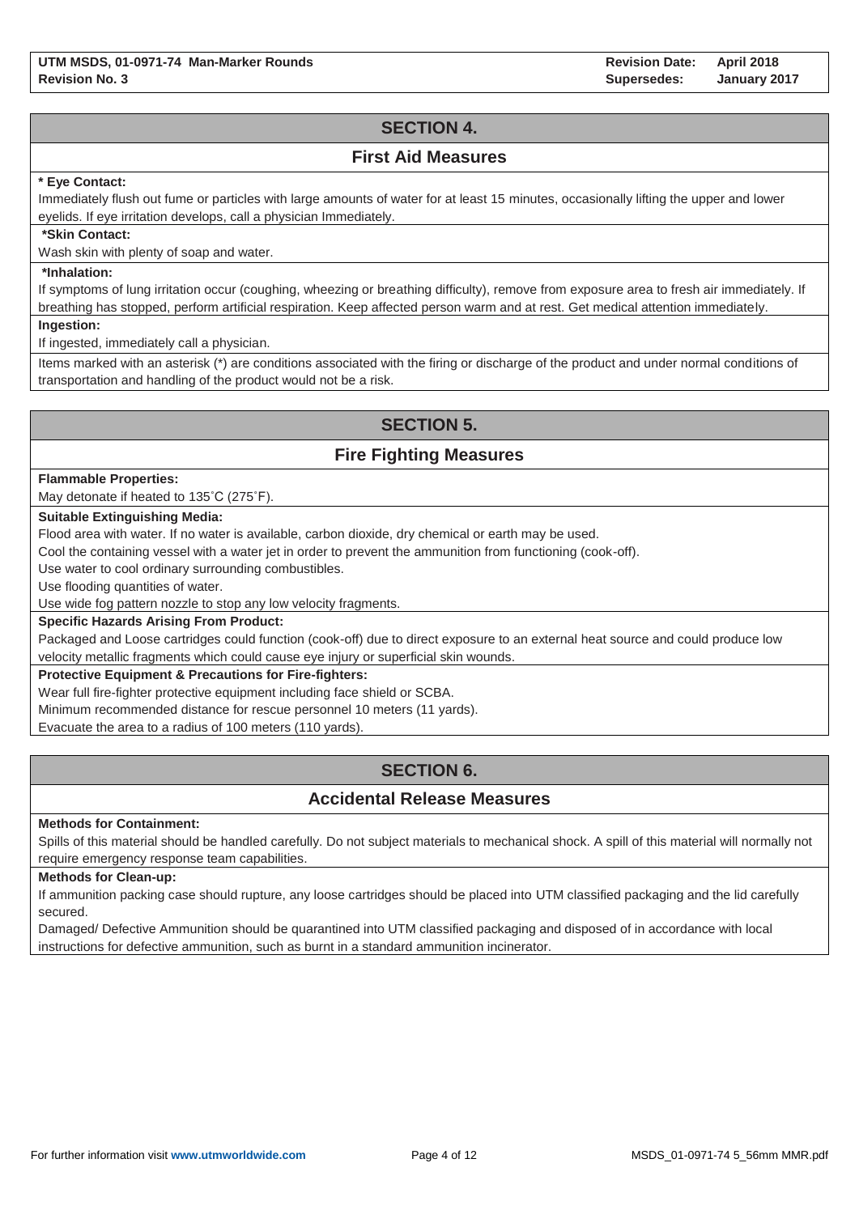## SECTION 4.

### First Aid Measures

**\* Eye Contact:**

Immediately flush out fume or particles with large amounts of water for at least 15 minutes, occasionally lifting the upper and lower eyelids. If eye irritation develops, call a physician Immediately.

**\*Skin Contact:**

Wash skin with plenty of soap and water.

**\*Inhalation:**

If symptoms of lung irritation occur (coughing, wheezing or breathing difficulty), remove from exposure area to fresh air immediately. If breathing has stopped, perform artificial respiration. Keep affected person warm and at rest. Get medical attention immediately.

**Ingestion:**

If ingested, immediately call a physician.

Items marked with an asterisk (*) are conditions associated with the firing or discharge of the product and under normal conditions of transportation and handling of the product would not be a risk.

## SECTION 5.

### Fire Fighting Measures

**Flammable Properties:**

May detonate if heated to 135˚C (275˚F).

**Suitable Extinguishing Media:**

Flood area with water. If no water is available, carbon dioxide, dry chemical or earth may be used.

Cool the containing vessel with a water jet in order to prevent the ammunition from functioning (cook-off).

Use water to cool ordinary surrounding combustibles.

Use flooding quantities of water.

Use wide fog pattern nozzle to stop any low velocity fragments.

**Specific Hazards Arising From Product:**

Packaged and Loose cartridges could function (cook-off) due to direct exposure to an external heat source and could produce low velocity metallic fragments which could cause eye injury or superficial skin wounds.

**Protective Equipment & Precautions for Fire-fighters:**

Wear full fire-fighter protective equipment including face shield or SCBA.

Minimum recommended distance for rescue personnel 10 meters (11 yards).

Evacuate the area to a radius of 100 meters (110 yards).

## SECTION 6.

### Accidental Release Measures

**Methods for Containment:**

Spills of this material should be handled carefully. Do not subject materials to mechanical shock. A spill of this material will normally not require emergency response team capabilities.

**Methods for Clean-up:**

If ammunition packing case should rupture, any loose cartridges should be placed into UTM classified packaging and the lid carefully secured.

Damaged/ Defective Ammunition should be quarantined into UTM classified packaging and disposed of in accordance with local instructions for defective ammunition, such as burnt in a standard ammunition incinerator.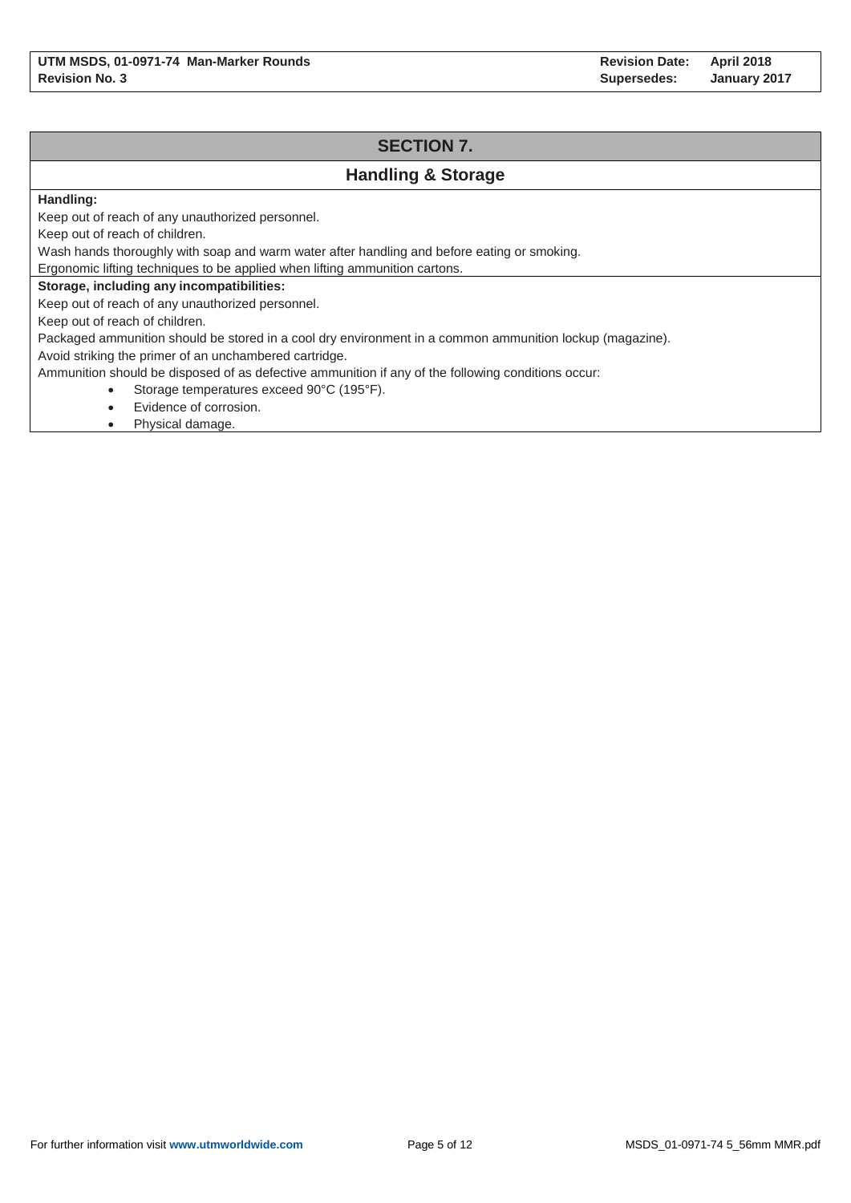## SECTION 7.

### Handling & Storage

**Handling:**

Keep out of reach of any unauthorized personnel.

Keep out of reach of children.

Wash hands thoroughly with soap and warm water after handling and before eating or smoking.

Ergonomic lifting techniques to be applied when lifting ammunition cartons.

**Storage, including any incompatibilities:**

Keep out of reach of any unauthorized personnel.

Keep out of reach of children.

Packaged ammunition should be stored in a cool dry environment in a common ammunition lockup (magazine).

Avoid striking the primer of an unchambered cartridge.

Ammunition should be disposed of as defective ammunition if any of the following conditions occur:

- Storage temperatures exceed 90°C (195°F).
- Evidence of corrosion.
- Physical damage.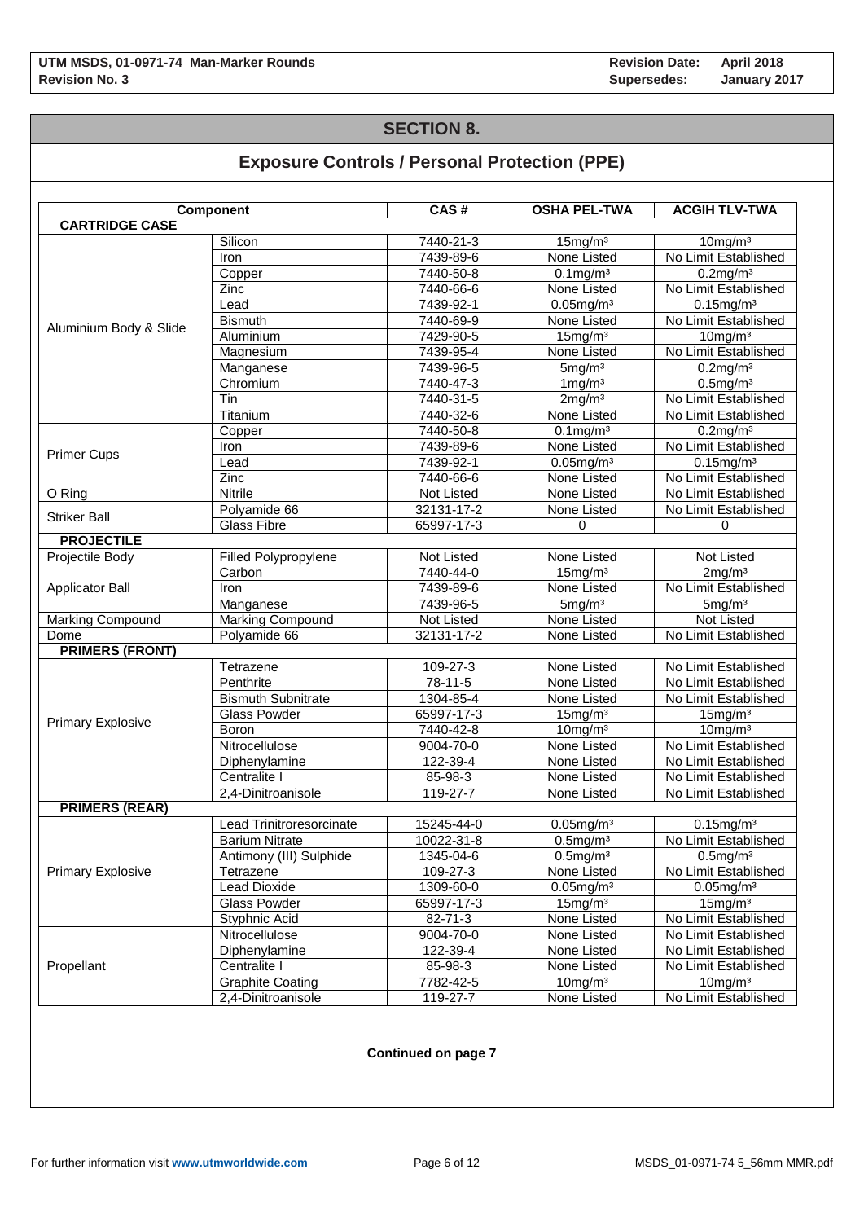# SECTION 8.

## Exposure Controls / Personal Protection (PPE)

| Component | | CAS # | OSHA PEL-TWA | ACGIH TLV-TWA |
|---|---|---|---|---|
| **CARTRIDGE CASE** | | | | |
| Aluminium Body & Slide | Silicon | 7440-21-3 | 15mg/m³ | 10mg/m³ |
| | Iron | 7439-89-6 | None Listed | No Limit Established |
| | Copper | 7440-50-8 | 0.1mg/m³ | 0.2mg/m³ |
| | Zinc | 7440-66-6 | None Listed | No Limit Established |
| | Lead | 7439-92-1 | 0.05mg/m³ | 0.15mg/m³ |
| | Bismuth | 7440-69-9 | None Listed | No Limit Established |
| | Aluminium | 7429-90-5 | 15mg/m³ | 10mg/m³ |
| | Magnesium | 7439-95-4 | None Listed | No Limit Established |
| | Manganese | 7439-96-5 | 5mg/m³ | 0.2mg/m³ |
| | Chromium | 7440-47-3 | 1mg/m³ | 0.5mg/m³ |
| | Tin | 7440-31-5 | 2mg/m³ | No Limit Established |
| | Titanium | 7440-32-6 | None Listed | No Limit Established |
| Primer Cups | Copper | 7440-50-8 | 0.1mg/m³ | 0.2mg/m³ |
| | Iron | 7439-89-6 | None Listed | No Limit Established |
| | Lead | 7439-92-1 | 0.05mg/m³ | 0.15mg/m³ |
| | Zinc | 7440-66-6 | None Listed | No Limit Established |
| O Ring | Nitrile | Not Listed | None Listed | No Limit Established |
| Striker Ball | Polyamide 66 | 32131-17-2 | None Listed | No Limit Established |
| | Glass Fibre | 65997-17-3 | 0 | 0 |
| **PROJECTILE** | | | | |
| Projectile Body | Filled Polypropylene | Not Listed | None Listed | Not Listed |
| Applicator Ball | Carbon | 7440-44-0 | 15mg/m³ | 2mg/m³ |
| | Iron | 7439-89-6 | None Listed | No Limit Established |
| | Manganese | 7439-96-5 | 5mg/m³ | 5mg/m³ |
| Marking Compound | Marking Compound | Not Listed | None Listed | Not Listed |
| Dome | Polyamide 66 | 32131-17-2 | None Listed | No Limit Established |
| **PRIMERS (FRONT)** | | | | |
| Primary Explosive | Tetrazene | 109-27-3 | None Listed | No Limit Established |
| | Penthrite | 78-11-5 | None Listed | No Limit Established |
| | Bismuth Subnitrate | 1304-85-4 | None Listed | No Limit Established |
| | Glass Powder | 65997-17-3 | 15mg/m³ | 15mg/m³ |
| | Boron | 7440-42-8 | 10mg/m³ | 10mg/m³ |
| | Nitrocellulose | 9004-70-0 | None Listed | No Limit Established |
| | Diphenylamine | 122-39-4 | None Listed | No Limit Established |
| | Centralite I | 85-98-3 | None Listed | No Limit Established |
| | 2,4-Dinitroanisole | 119-27-7 | None Listed | No Limit Established |
| **PRIMERS (REAR)** | | | | |
| Primary Explosive | Lead Trinitroresorcinate | 15245-44-0 | 0.05mg/m³ | 0.15mg/m³ |
| | Barium Nitrate | 10022-31-8 | 0.5mg/m³ | No Limit Established |
| | Antimony (III) Sulphide | 1345-04-6 | 0.5mg/m³ | 0.5mg/m³ |
| | Tetrazene | 109-27-3 | None Listed | No Limit Established |
| | Lead Dioxide | 1309-60-0 | 0.05mg/m³ | 0.05mg/m³ |
| | Glass Powder | 65997-17-3 | 15mg/m³ | 15mg/m³ |
| | Styphnic Acid | 82-71-3 | None Listed | No Limit Established |
| Propellant | Nitrocellulose | 9004-70-0 | None Listed | No Limit Established |
| | Diphenylamine | 122-39-4 | None Listed | No Limit Established |
| | Centralite I | 85-98-3 | None Listed | No Limit Established |
| | Graphite Coating | 7782-42-5 | 10mg/m³ | 10mg/m³ |
| | 2,4-Dinitroanisole | 119-27-7 | None Listed | No Limit Established |

**Continued on page 7**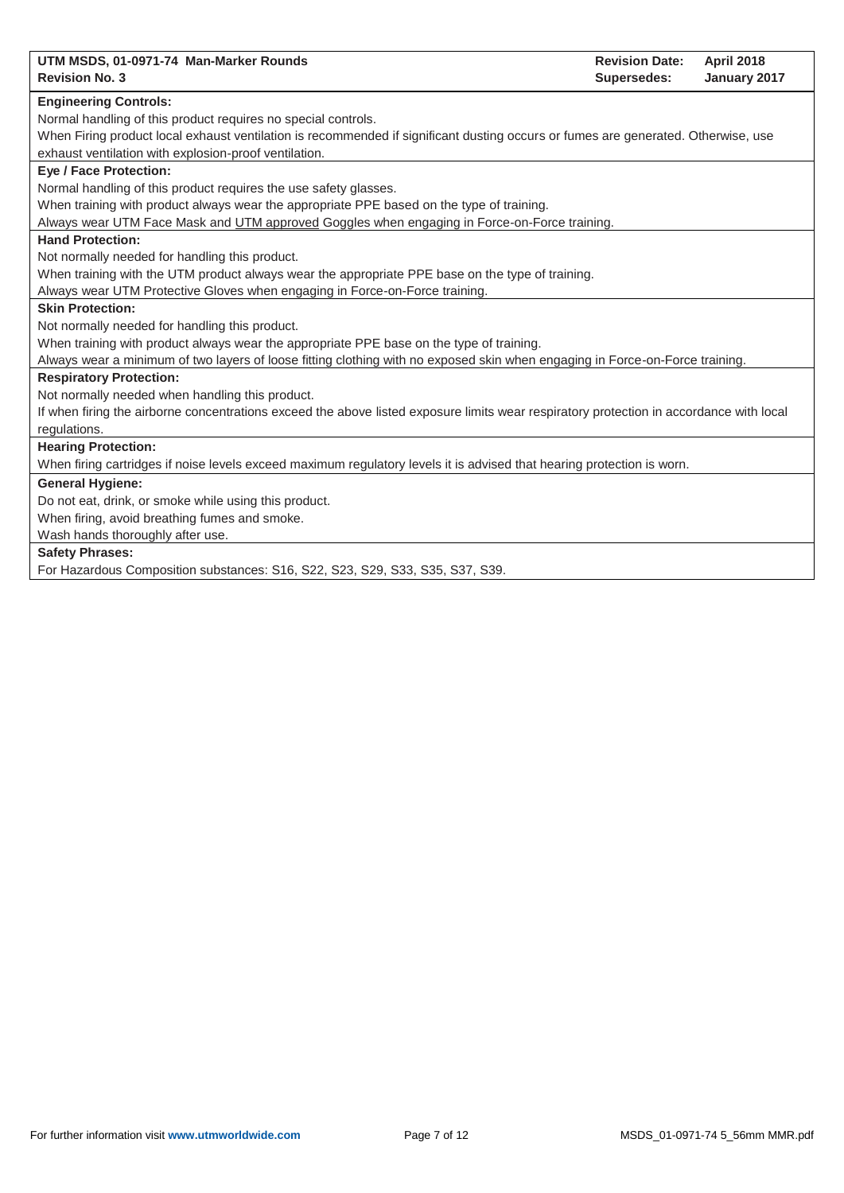**Engineering Controls:**

Normal handling of this product requires no special controls.

When Firing product local exhaust ventilation is recommended if significant dusting occurs or fumes are generated. Otherwise, use exhaust ventilation with explosion-proof ventilation.

**Eye / Face Protection:**

Normal handling of this product requires the use safety glasses.

When training with product always wear the appropriate PPE based on the type of training.

Always wear UTM Face Mask and UTM approved Goggles when engaging in Force-on-Force training.

**Hand Protection:**

Not normally needed for handling this product.

When training with the UTM product always wear the appropriate PPE base on the type of training.

Always wear UTM Protective Gloves when engaging in Force-on-Force training.

**Skin Protection:**

Not normally needed for handling this product.

When training with product always wear the appropriate PPE base on the type of training.

Always wear a minimum of two layers of loose fitting clothing with no exposed skin when engaging in Force-on-Force training.

**Respiratory Protection:**

Not normally needed when handling this product.

If when firing the airborne concentrations exceed the above listed exposure limits wear respiratory protection in accordance with local regulations.

**Hearing Protection:**

When firing cartridges if noise levels exceed maximum regulatory levels it is advised that hearing protection is worn.

**General Hygiene:**

Do not eat, drink, or smoke while using this product.

When firing, avoid breathing fumes and smoke.

Wash hands thoroughly after use.

**Safety Phrases:**

For Hazardous Composition substances: S16, S22, S23, S29, S33, S35, S37, S39.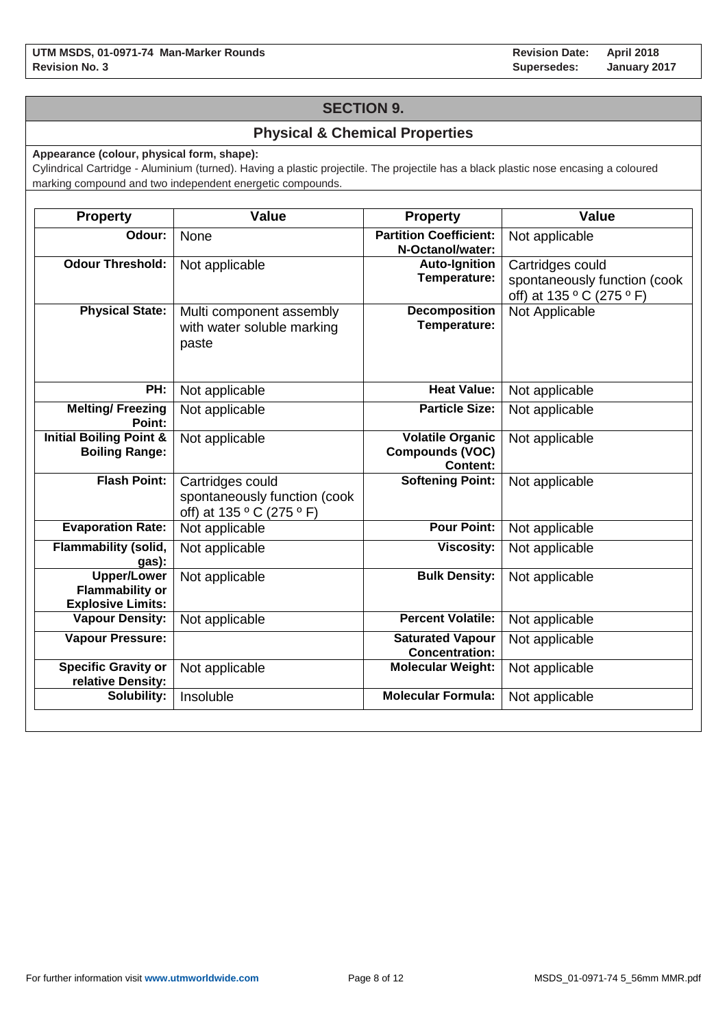## SECTION 9.

### Physical & Chemical Properties

**Appearance (colour, physical form, shape):**

Cylindrical Cartridge - Aluminium (turned). Having a plastic projectile. The projectile has a black plastic nose encasing a coloured marking compound and two independent energetic compounds.

| Property | Value | Property | Value |
|---|---|---|---|
| **Odour:** | None | **Partition Coefficient: N-Octanol/water:** | Not applicable |
| **Odour Threshold:** | Not applicable | **Auto-Ignition Temperature:** | Cartridges could spontaneously function (cook off) at 135 º C (275 º F) |
| **Physical State:** | Multi component assembly with water soluble marking paste | **Decomposition Temperature:** | Not Applicable |
| **PH:** | Not applicable | **Heat Value:** | Not applicable |
| **Melting/ Freezing Point:** | Not applicable | **Particle Size:** | Not applicable |
| **Initial Boiling Point & Boiling Range:** | Not applicable | **Volatile Organic Compounds (VOC) Content:** | Not applicable |
| **Flash Point:** | Cartridges could spontaneously function (cook off) at 135 º C (275 º F) | **Softening Point:** | Not applicable |
| **Evaporation Rate:** | Not applicable | **Pour Point:** | Not applicable |
| **Flammability (solid, gas):** | Not applicable | **Viscosity:** | Not applicable |
| **Upper/Lower Flammability or Explosive Limits:** | Not applicable | **Bulk Density:** | Not applicable |
| **Vapour Density:** | Not applicable | **Percent Volatile:** | Not applicable |
| **Vapour Pressure:** | | **Saturated Vapour Concentration:** | Not applicable |
| **Specific Gravity or relative Density:** | Not applicable | **Molecular Weight:** | Not applicable |
| **Solubility:** | Insoluble | **Molecular Formula:** | Not applicable |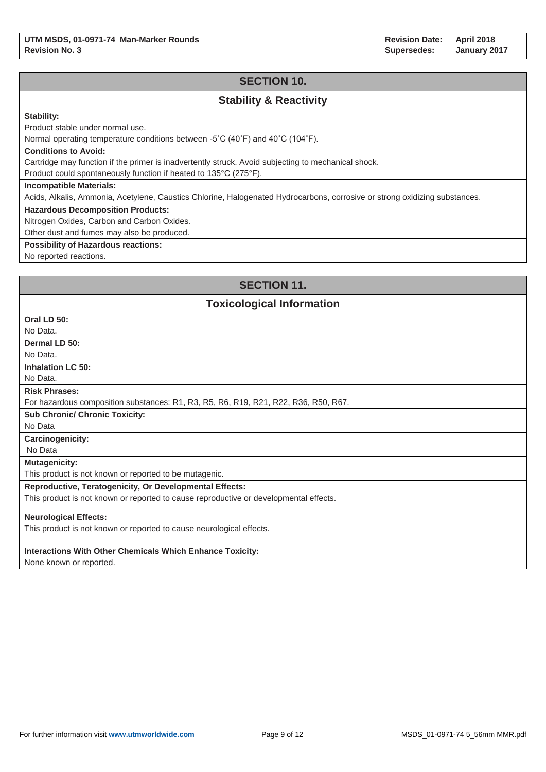## SECTION 10.

### Stability & Reactivity

**Stability:**

Product stable under normal use.

Normal operating temperature conditions between -5˚C (40˚F) and 40˚C (104˚F).

**Conditions to Avoid:**

Cartridge may function if the primer is inadvertently struck. Avoid subjecting to mechanical shock.

Product could spontaneously function if heated to 135°C (275°F).

**Incompatible Materials:**

Acids, Alkalis, Ammonia, Acetylene, Caustics Chlorine, Halogenated Hydrocarbons, corrosive or strong oxidizing substances.

**Hazardous Decomposition Products:**

Nitrogen Oxides, Carbon and Carbon Oxides.

Other dust and fumes may also be produced.

**Possibility of Hazardous reactions:**

No reported reactions.

## SECTION 11.

### Toxicological Information

**Oral LD 50:**

No Data.

**Dermal LD 50:**

No Data.

**Inhalation LC 50:**

No Data.

**Risk Phrases:**

For hazardous composition substances: R1, R3, R5, R6, R19, R21, R22, R36, R50, R67.

**Sub Chronic/ Chronic Toxicity:**

No Data

**Carcinogenicity:**

No Data

**Mutagenicity:**

This product is not known or reported to be mutagenic.

**Reproductive, Teratogenicity, Or Developmental Effects:**

This product is not known or reported to cause reproductive or developmental effects.

**Neurological Effects:**

This product is not known or reported to cause neurological effects.

**Interactions With Other Chemicals Which Enhance Toxicity:**

None known or reported.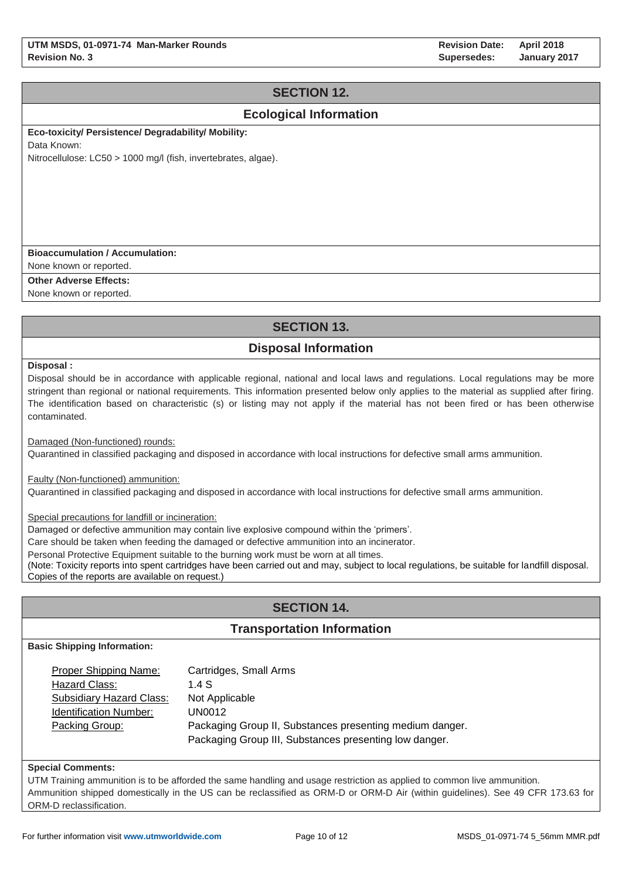## SECTION 12.

## Ecological Information

**Eco-toxicity/ Persistence/ Degradability/ Mobility:**

Data Known:

Nitrocellulose: LC50 > 1000 mg/l (fish, invertebrates, algae).

**Bioaccumulation / Accumulation:**

None known or reported.

**Other Adverse Effects:**

None known or reported.

## SECTION 13.

## Disposal Information

**Disposal :**

Disposal should be in accordance with applicable regional, national and local laws and regulations. Local regulations may be more stringent than regional or national requirements. This information presented below only applies to the material as supplied after firing. The identification based on characteristic (s) or listing may not apply if the material has not been fired or has been otherwise contaminated.

Damaged (Non-functioned) rounds:

Quarantined in classified packaging and disposed in accordance with local instructions for defective small arms ammunition.

Faulty (Non-functioned) ammunition:

Quarantined in classified packaging and disposed in accordance with local instructions for defective small arms ammunition.

Special precautions for landfill or incineration:

Damaged or defective ammunition may contain live explosive compound within the 'primers'.

Care should be taken when feeding the damaged or defective ammunition into an incinerator.

Personal Protective Equipment suitable to the burning work must be worn at all times.

(Note: Toxicity reports into spent cartridges have been carried out and may, subject to local regulations, be suitable for landfill disposal. Copies of the reports are available on request.)

## SECTION 14.

## Transportation Information

**Basic Shipping Information:**

| | |
|---|---|
| Proper Shipping Name: | Cartridges, Small Arms |
| Hazard Class: | 1.4 S |
| Subsidiary Hazard Class: | Not Applicable |
| Identification Number: | UN0012 |
| Packing Group: | Packaging Group II, Substances presenting medium danger.<br>Packaging Group III, Substances presenting low danger. |

**Special Comments:**

UTM Training ammunition is to be afforded the same handling and usage restriction as applied to common live ammunition.

Ammunition shipped domestically in the US can be reclassified as ORM-D or ORM-D Air (within guidelines). See 49 CFR 173.63 for ORM-D reclassification.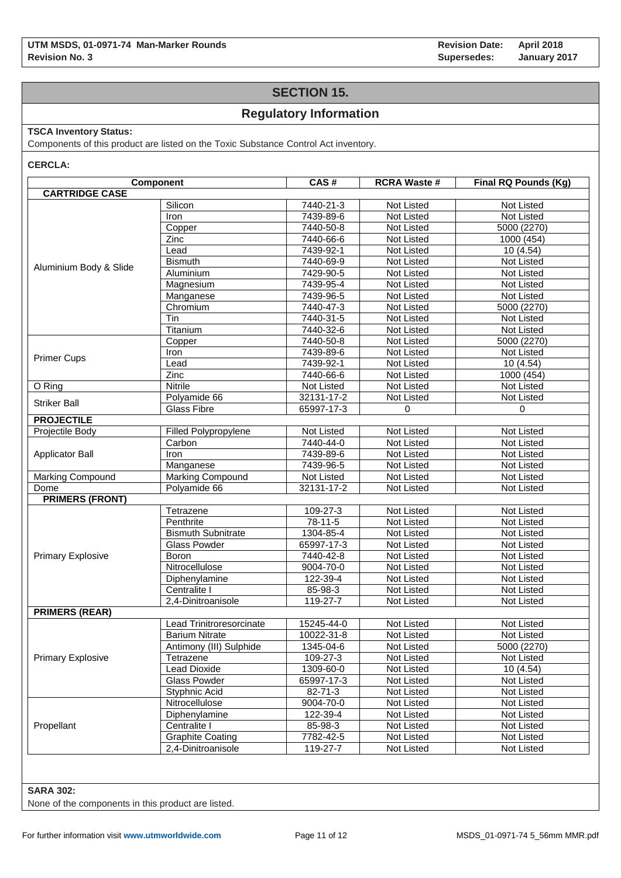## SECTION 15.

## Regulatory Information

**TSCA Inventory Status:**

Components of this product are listed on the Toxic Substance Control Act inventory.

**CERCLA:**

| Component | | CAS # | RCRA Waste # | Final RQ Pounds (Kg) |
|---|---|---|---|---|
| **CARTRIDGE CASE** | | | | |
| Aluminium Body & Slide | Silicon | 7440-21-3 | Not Listed | Not Listed |
| | Iron | 7439-89-6 | Not Listed | Not Listed |
| | Copper | 7440-50-8 | Not Listed | 5000 (2270) |
| | Zinc | 7440-66-6 | Not Listed | 1000 (454) |
| | Lead | 7439-92-1 | Not Listed | 10 (4.54) |
| | Bismuth | 7440-69-9 | Not Listed | Not Listed |
| | Aluminium | 7429-90-5 | Not Listed | Not Listed |
| | Magnesium | 7439-95-4 | Not Listed | Not Listed |
| | Manganese | 7439-96-5 | Not Listed | Not Listed |
| | Chromium | 7440-47-3 | Not Listed | 5000 (2270) |
| | Tin | 7440-31-5 | Not Listed | Not Listed |
| | Titanium | 7440-32-6 | Not Listed | Not Listed |
| Primer Cups | Copper | 7440-50-8 | Not Listed | 5000 (2270) |
| | Iron | 7439-89-6 | Not Listed | Not Listed |
| | Lead | 7439-92-1 | Not Listed | 10 (4.54) |
| | Zinc | 7440-66-6 | Not Listed | 1000 (454) |
| O Ring | Nitrile | Not Listed | Not Listed | Not Listed |
| Striker Ball | Polyamide 66 | 32131-17-2 | Not Listed | Not Listed |
| | Glass Fibre | 65997-17-3 | 0 | 0 |
| **PROJECTILE** | | | | |
| Projectile Body | Filled Polypropylene | Not Listed | Not Listed | Not Listed |
| Applicator Ball | Carbon | 7440-44-0 | Not Listed | Not Listed |
| | Iron | 7439-89-6 | Not Listed | Not Listed |
| | Manganese | 7439-96-5 | Not Listed | Not Listed |
| Marking Compound | Marking Compound | Not Listed | Not Listed | Not Listed |
| Dome | Polyamide 66 | 32131-17-2 | Not Listed | Not Listed |
| **PRIMERS (FRONT)** | | | | |
| Primary Explosive | Tetrazene | 109-27-3 | Not Listed | Not Listed |
| | Penthrite | 78-11-5 | Not Listed | Not Listed |
| | Bismuth Subnitrate | 1304-85-4 | Not Listed | Not Listed |
| | Glass Powder | 65997-17-3 | Not Listed | Not Listed |
| | Boron | 7440-42-8 | Not Listed | Not Listed |
| | Nitrocellulose | 9004-70-0 | Not Listed | Not Listed |
| | Diphenylamine | 122-39-4 | Not Listed | Not Listed |
| | Centralite I | 85-98-3 | Not Listed | Not Listed |
| | 2,4-Dinitroanisole | 119-27-7 | Not Listed | Not Listed |
| **PRIMERS (REAR)** | | | | |
| Primary Explosive | Lead Trinitroresorcinate | 15245-44-0 | Not Listed | Not Listed |
| | Barium Nitrate | 10022-31-8 | Not Listed | Not Listed |
| | Antimony (III) Sulphide | 1345-04-6 | Not Listed | 5000 (2270) |
| | Tetrazene | 109-27-3 | Not Listed | Not Listed |
| | Lead Dioxide | 1309-60-0 | Not Listed | 10 (4.54) |
| | Glass Powder | 65997-17-3 | Not Listed | Not Listed |
| | Styphnic Acid | 82-71-3 | Not Listed | Not Listed |
| Propellant | Nitrocellulose | 9004-70-0 | Not Listed | Not Listed |
| | Diphenylamine | 122-39-4 | Not Listed | Not Listed |
| | Centralite I | 85-98-3 | Not Listed | Not Listed |
| | Graphite Coating | 7782-42-5 | Not Listed | Not Listed |
| | 2,4-Dinitroanisole | 119-27-7 | Not Listed | Not Listed |

**SARA 302:**

None of the components in this product are listed.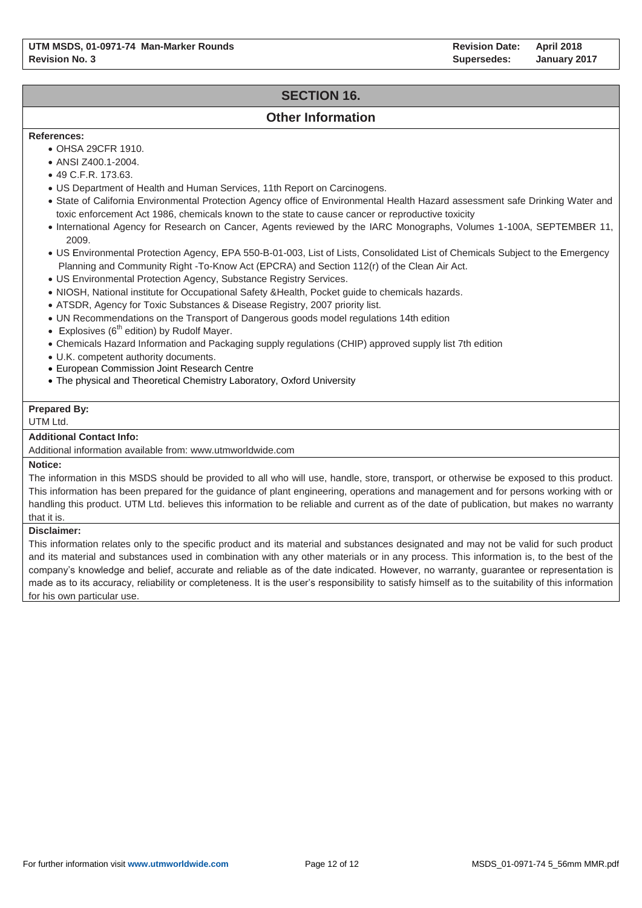## SECTION 16.

### Other Information

**References:**

- OHSA 29CFR 1910.
- ANSI Z400.1-2004.
- 49 C.F.R. 173.63.
- US Department of Health and Human Services, 11th Report on Carcinogens.
- State of California Environmental Protection Agency office of Environmental Health Hazard assessment safe Drinking Water and toxic enforcement Act 1986, chemicals known to the state to cause cancer or reproductive toxicity
- International Agency for Research on Cancer, Agents reviewed by the IARC Monographs, Volumes 1-100A, SEPTEMBER 11, 2009.
- US Environmental Protection Agency, EPA 550-B-01-003, List of Lists, Consolidated List of Chemicals Subject to the Emergency Planning and Community Right -To-Know Act (EPCRA) and Section 112(r) of the Clean Air Act.
- US Environmental Protection Agency, Substance Registry Services.
- NIOSH, National institute for Occupational Safety &Health, Pocket guide to chemicals hazards.
- ATSDR, Agency for Toxic Substances & Disease Registry, 2007 priority list.
- UN Recommendations on the Transport of Dangerous goods model regulations 14th edition
- Explosives (6th edition) by Rudolf Mayer.
- Chemicals Hazard Information and Packaging supply regulations (CHIP) approved supply list 7th edition
- U.K. competent authority documents.
- European Commission Joint Research Centre
- The physical and Theoretical Chemistry Laboratory, Oxford University

**Prepared By:**

UTM Ltd.

**Additional Contact Info:**

Additional information available from: www.utmworldwide.com

**Notice:**

The information in this MSDS should be provided to all who will use, handle, store, transport, or otherwise be exposed to this product. This information has been prepared for the guidance of plant engineering, operations and management and for persons working with or handling this product. UTM Ltd. believes this information to be reliable and current as of the date of publication, but makes no warranty that it is.

**Disclaimer:**

This information relates only to the specific product and its material and substances designated and may not be valid for such product and its material and substances used in combination with any other materials or in any process. This information is, to the best of the company's knowledge and belief, accurate and reliable as of the date indicated. However, no warranty, guarantee or representation is made as to its accuracy, reliability or completeness. It is the user's responsibility to satisfy himself as to the suitability of this information for his own particular use.